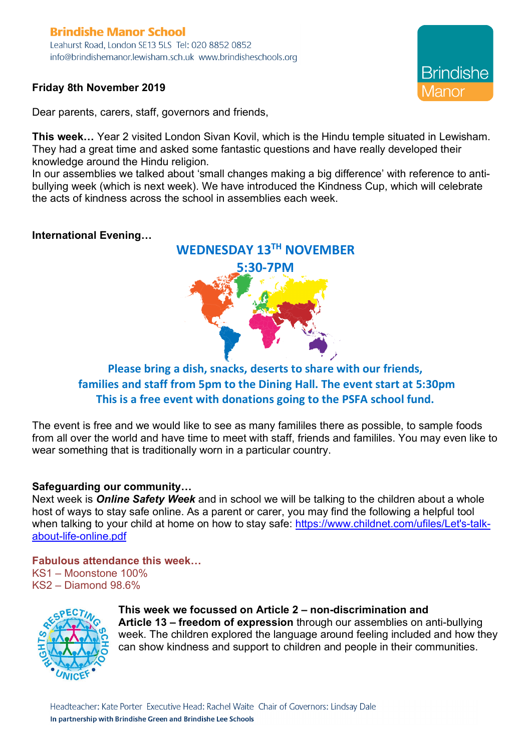**Brindishe Manor School**
Leahurst Road, London SE13 5LS Tel: 020 8852 0852
info@brindishemanor.lewisham.sch.uk www.brindisheschools.org

Brindishe Manor

**Friday 8th November 2019**

Dear parents, carers, staff, governors and friends,

**This week…** Year 2 visited London Sivan Kovil, which is the Hindu temple situated in Lewisham. They had a great time and asked some fantastic questions and have really developed their knowledge around the Hindu religion.
In our assemblies we talked about 'small changes making a big difference' with reference to anti-bullying week (which is next week). We have introduced the Kindness Cup, which will celebrate the acts of kindness across the school in assemblies each week.

**International Evening…**

**WEDNESDAY 13TH NOVEMBER**
**5:30-7PM**

**Please bring a dish, snacks, deserts to share with our friends, families and staff from 5pm to the Dining Hall. The event start at 5:30pm**
**This is a free event with donations going to the PSFA school fund.**

The event is free and we would like to see as many famililes there as possible, to sample foods from all over the world and have time to meet with staff, friends and famililes. You may even like to wear something that is traditionally worn in a particular country.

**Safeguarding our community…**
Next week is ***Online Safety Week*** and in school we will be talking to the children about a whole host of ways to stay safe online. As a parent or carer, you may find the following a helpful tool when talking to your child at home on how to stay safe: https://www.childnet.com/ufiles/Let's-talk-about-life-online.pdf

**Fabulous attendance this week…**
KS1 – Moonstone 100%
KS2 – Diamond 98.6%

**This week we focussed on Article 2 – non-discrimination and Article 13 – freedom of expression** through our assemblies on anti-bullying week. The children explored the language around feeling included and how they can show kindness and support to children and people in their communities.

Headteacher: Kate Porter Executive Head: Rachel Waite Chair of Governors: Lindsay Dale
**In partnership with Brindishe Green and Brindishe Lee Schools**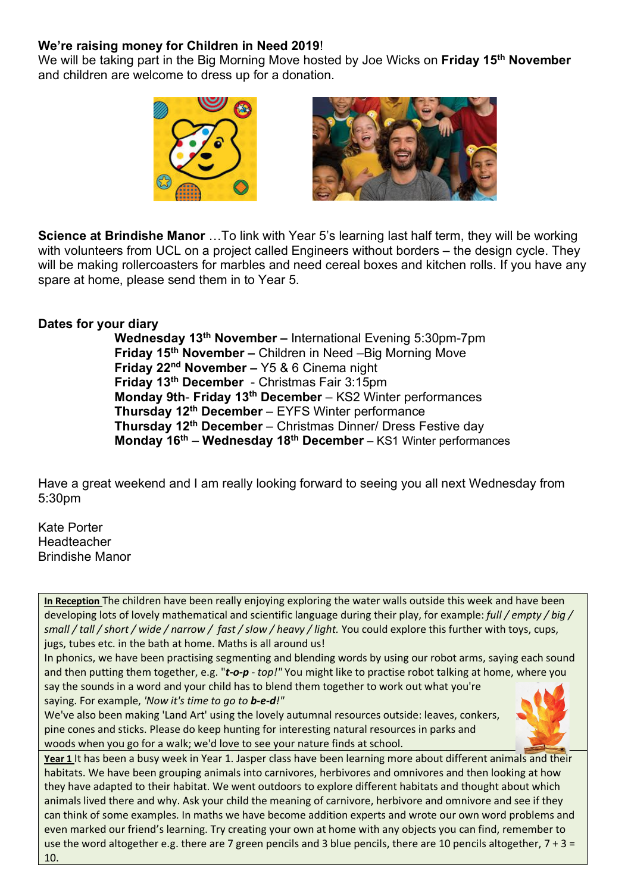**We're raising money for Children in Need 2019**!

We will be taking part in the Big Morning Move hosted by Joe Wicks on **Friday 15th November** and children are welcome to dress up for a donation.

**Science at Brindishe Manor** …To link with Year 5's learning last half term, they will be working with volunteers from UCL on a project called Engineers without borders – the design cycle. They will be making rollercoasters for marbles and need cereal boxes and kitchen rolls. If you have any spare at home, please send them in to Year 5.

**Dates for your diary**

- **Wednesday 13th November –** International Evening 5:30pm-7pm
- **Friday 15th November –** Children in Need –Big Morning Move
- **Friday 22nd November –** Y5 & 6 Cinema night
- **Friday 13th December** - Christmas Fair 3:15pm
- **Monday 9th**- **Friday 13th December** – KS2 Winter performances
- **Thursday 12th December** – EYFS Winter performance
- **Thursday 12th December** – Christmas Dinner/ Dress Festive day
- **Monday 16th** – **Wednesday 18th December** – KS1 Winter performances

Have a great weekend and I am really looking forward to seeing you all next Wednesday from 5:30pm

Kate Porter
Headteacher
Brindishe Manor

**In Reception** The children have been really enjoying exploring the water walls outside this week and have been developing lots of lovely mathematical and scientific language during their play, for example: *full / empty / big / small / tall / short / wide / narrow / fast / slow / heavy / light.* You could explore this further with toys, cups, jugs, tubes etc. in the bath at home. Maths is all around us!

In phonics, we have been practising segmenting and blending words by using our robot arms, saying each sound and then putting them together, e.g. "***t-o-p*** *- top!"* You might like to practise robot talking at home, where you say the sounds in a word and your child has to blend them together to work out what you're saying. For example, *'Now it's time to go to **b-e-d**!"*

We've also been making 'Land Art' using the lovely autumnal resources outside: leaves, conkers, pine cones and sticks. Please do keep hunting for interesting natural resources in parks and woods when you go for a walk; we'd love to see your nature finds at school.

**Year 1** It has been a busy week in Year 1. Jasper class have been learning more about different animals and their habitats. We have been grouping animals into carnivores, herbivores and omnivores and then looking at how they have adapted to their habitat. We went outdoors to explore different habitats and thought about which animals lived there and why. Ask your child the meaning of carnivore, herbivore and omnivore and see if they can think of some examples. In maths we have become addition experts and wrote our own word problems and even marked our friend's learning. Try creating your own at home with any objects you can find, remember to use the word altogether e.g. there are 7 green pencils and 3 blue pencils, there are 10 pencils altogether, $7 + 3 = 10$.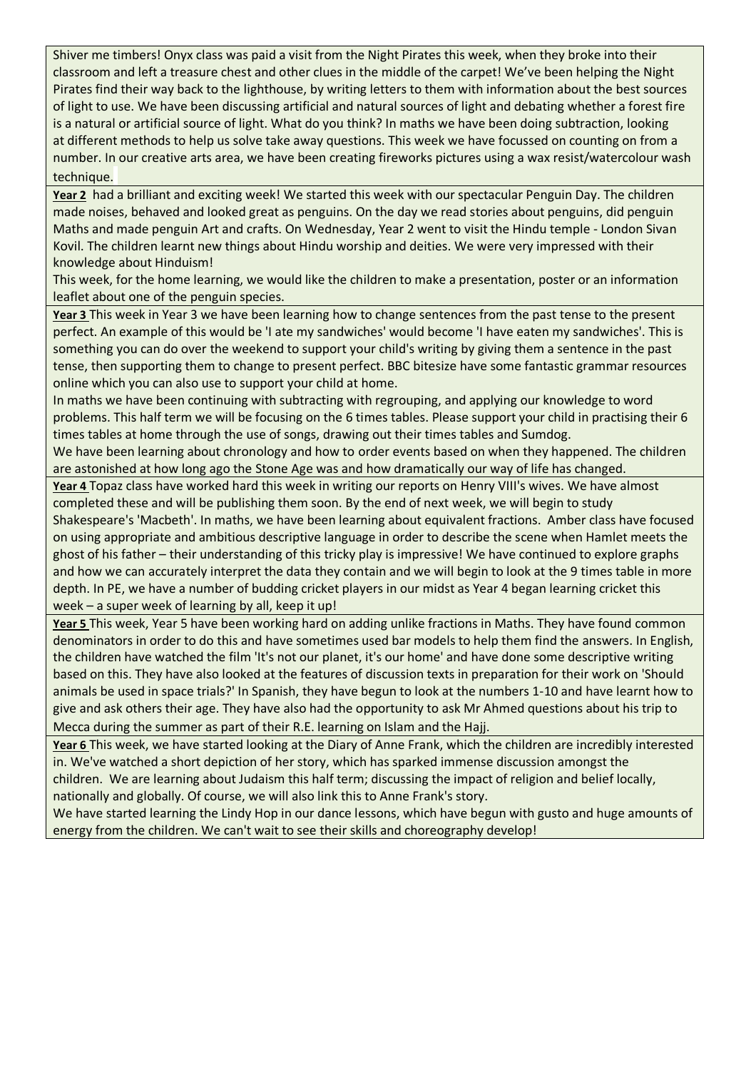Shiver me timbers! Onyx class was paid a visit from the Night Pirates this week, when they broke into their classroom and left a treasure chest and other clues in the middle of the carpet! We've been helping the Night Pirates find their way back to the lighthouse, by writing letters to them with information about the best sources of light to use. We have been discussing artificial and natural sources of light and debating whether a forest fire is a natural or artificial source of light. What do you think? In maths we have been doing subtraction, looking at different methods to help us solve take away questions. This week we have focussed on counting on from a number. In our creative arts area, we have been creating fireworks pictures using a wax resist/watercolour wash technique.

**Year 2** had a brilliant and exciting week! We started this week with our spectacular Penguin Day. The children made noises, behaved and looked great as penguins. On the day we read stories about penguins, did penguin Maths and made penguin Art and crafts. On Wednesday, Year 2 went to visit the Hindu temple - London Sivan Kovil. The children learnt new things about Hindu worship and deities. We were very impressed with their knowledge about Hinduism!

This week, for the home learning, we would like the children to make a presentation, poster or an information leaflet about one of the penguin species.

**Year 3** This week in Year 3 we have been learning how to change sentences from the past tense to the present perfect. An example of this would be 'I ate my sandwiches' would become 'I have eaten my sandwiches'. This is something you can do over the weekend to support your child's writing by giving them a sentence in the past tense, then supporting them to change to present perfect. BBC bitesize have some fantastic grammar resources online which you can also use to support your child at home.

In maths we have been continuing with subtracting with regrouping, and applying our knowledge to word problems. This half term we will be focusing on the 6 times tables. Please support your child in practising their 6 times tables at home through the use of songs, drawing out their times tables and Sumdog.

We have been learning about chronology and how to order events based on when they happened. The children are astonished at how long ago the Stone Age was and how dramatically our way of life has changed.

**Year 4** Topaz class have worked hard this week in writing our reports on Henry VIII's wives. We have almost completed these and will be publishing them soon. By the end of next week, we will begin to study Shakespeare's 'Macbeth'. In maths, we have been learning about equivalent fractions. Amber class have focused on using appropriate and ambitious descriptive language in order to describe the scene when Hamlet meets the ghost of his father – their understanding of this tricky play is impressive! We have continued to explore graphs and how we can accurately interpret the data they contain and we will begin to look at the 9 times table in more depth. In PE, we have a number of budding cricket players in our midst as Year 4 began learning cricket this week – a super week of learning by all, keep it up!

**Year 5** This week, Year 5 have been working hard on adding unlike fractions in Maths. They have found common denominators in order to do this and have sometimes used bar models to help them find the answers. In English, the children have watched the film 'It's not our planet, it's our home' and have done some descriptive writing based on this. They have also looked at the features of discussion texts in preparation for their work on 'Should animals be used in space trials?' In Spanish, they have begun to look at the numbers 1-10 and have learnt how to give and ask others their age. They have also had the opportunity to ask Mr Ahmed questions about his trip to Mecca during the summer as part of their R.E. learning on Islam and the Hajj.

**Year 6** This week, we have started looking at the Diary of Anne Frank, which the children are incredibly interested in. We've watched a short depiction of her story, which has sparked immense discussion amongst the children. We are learning about Judaism this half term; discussing the impact of religion and belief locally, nationally and globally. Of course, we will also link this to Anne Frank's story.

We have started learning the Lindy Hop in our dance lessons, which have begun with gusto and huge amounts of energy from the children. We can't wait to see their skills and choreography develop!